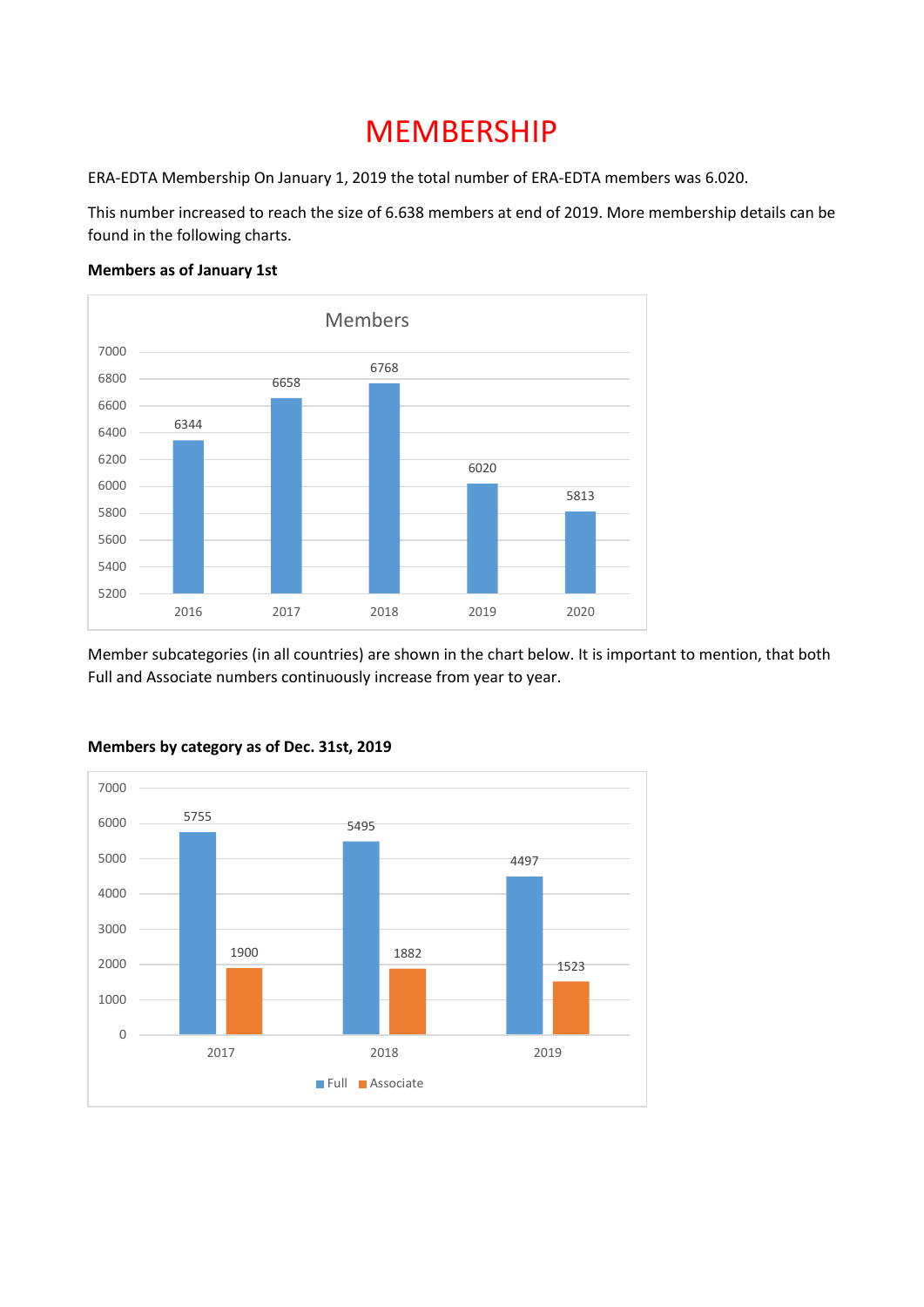# MEMBERSHIP

ERA-EDTA Membership On January 1, 2019 the total number of ERA-EDTA members was 6.020.

This number increased to reach the size of 6.638 members at end of 2019. More membership details can be found in the following charts.

**Members as of January 1st**

Members

7000
6800
6600
6400
6200
6000
5800
5600
5400
5200

6344
6658
6768
6020
5813

2016
2017
2018
2019
2020

Member subcategories (in all countries) are shown in the chart below. It is important to mention, that both Full and Associate numbers continuously increase from year to year.

**Members by category as of Dec. 31st, 2019**

7000
6000
5000
4000
3000
2000
1000
0

5755
1900
5495
1882
4497
1523

2017
2018
2019

Full
Associate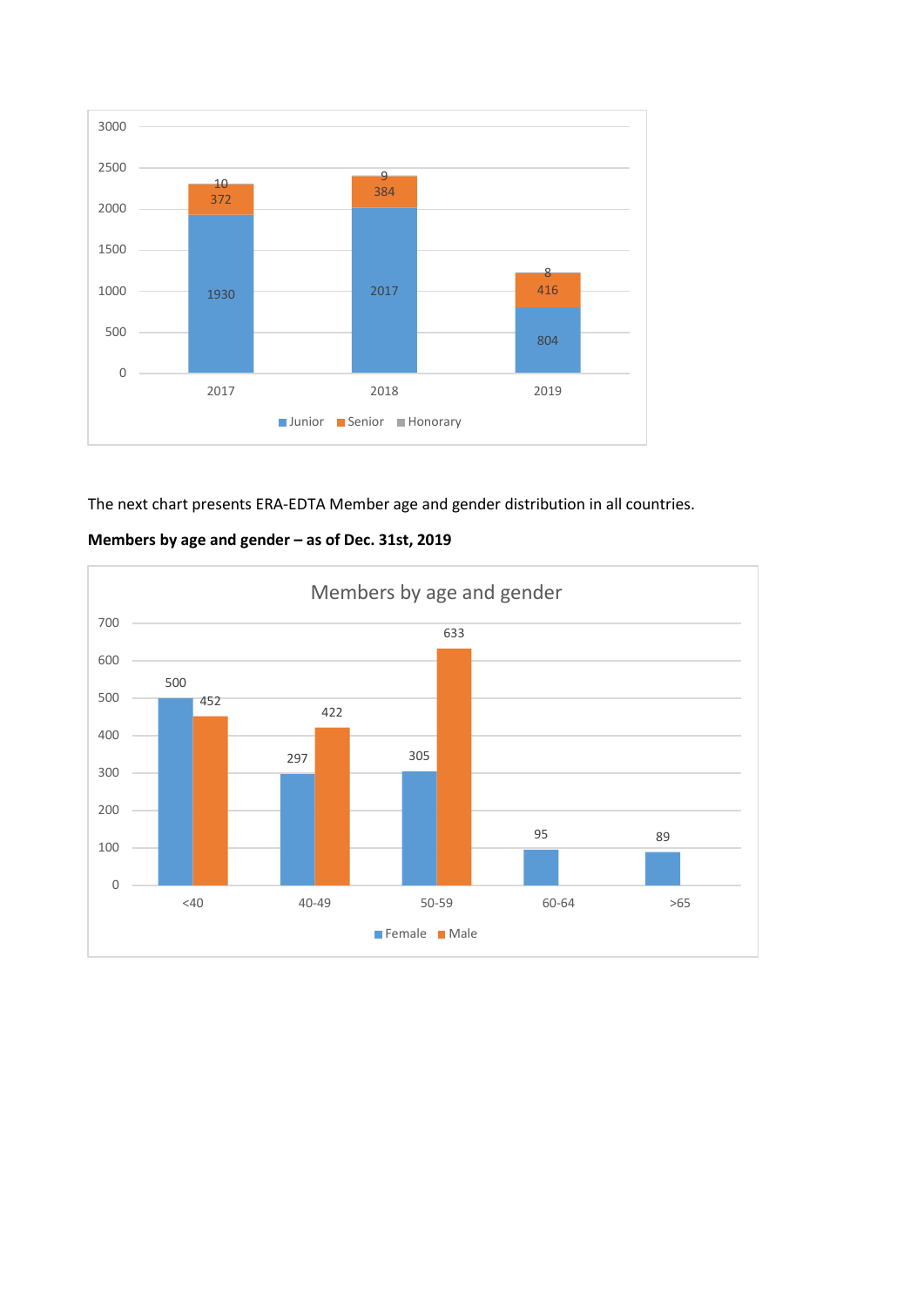3000
2500
2000
1500
1000
500
0

2017: 1930, 372, 10
2018: 2017, 384, 9
2019: 804, 416, 8

Junior Senior Honorary

The next chart presents ERA-EDTA Member age and gender distribution in all countries.

**Members by age and gender – as of Dec. 31st, 2019**

Members by age and gender

700
600
500
400
300
200
100
0

<40: 500, 452
40-49: 297, 422
50-59: 305, 633
60-64: 95
>65: 89

Female Male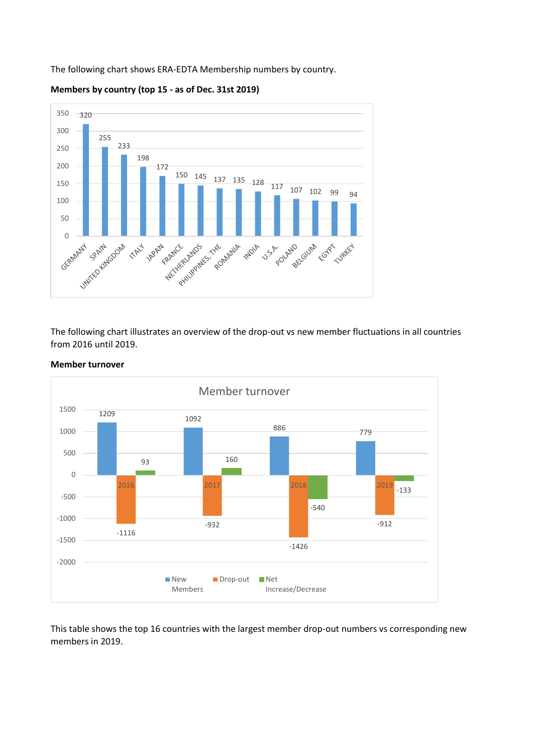The following chart shows ERA-EDTA Membership numbers by country.

**Members by country (top 15 - as of Dec. 31st 2019)**

350
300
250
200
150
100
50
0

320
255
233
198
172
150
145
137
135
128
117
107
102
99
94

GERMANY
SPAIN
UNITED KINGDOM
ITALY
JAPAN
FRANCE
NETHERLANDS
PHILIPPINES, THE
ROMANIA
INDIA
U.S.A.
POLAND
BELGIUM
EGYPT
TURKEY

The following chart illustrates an overview of the drop-out vs new member fluctuations in all countries from 2016 until 2019.

**Member turnover**

Member turnover

1500
1000
500
0
-500
-1000
-1500
-2000

1209
93
2016
-1116

1092
160
2017
-932

886
2018
-540
-1426

779
2019
-133
-912

New Members
Drop-out
Net Increase/Decrease

This table shows the top 16 countries with the largest member drop-out numbers vs corresponding new members in 2019.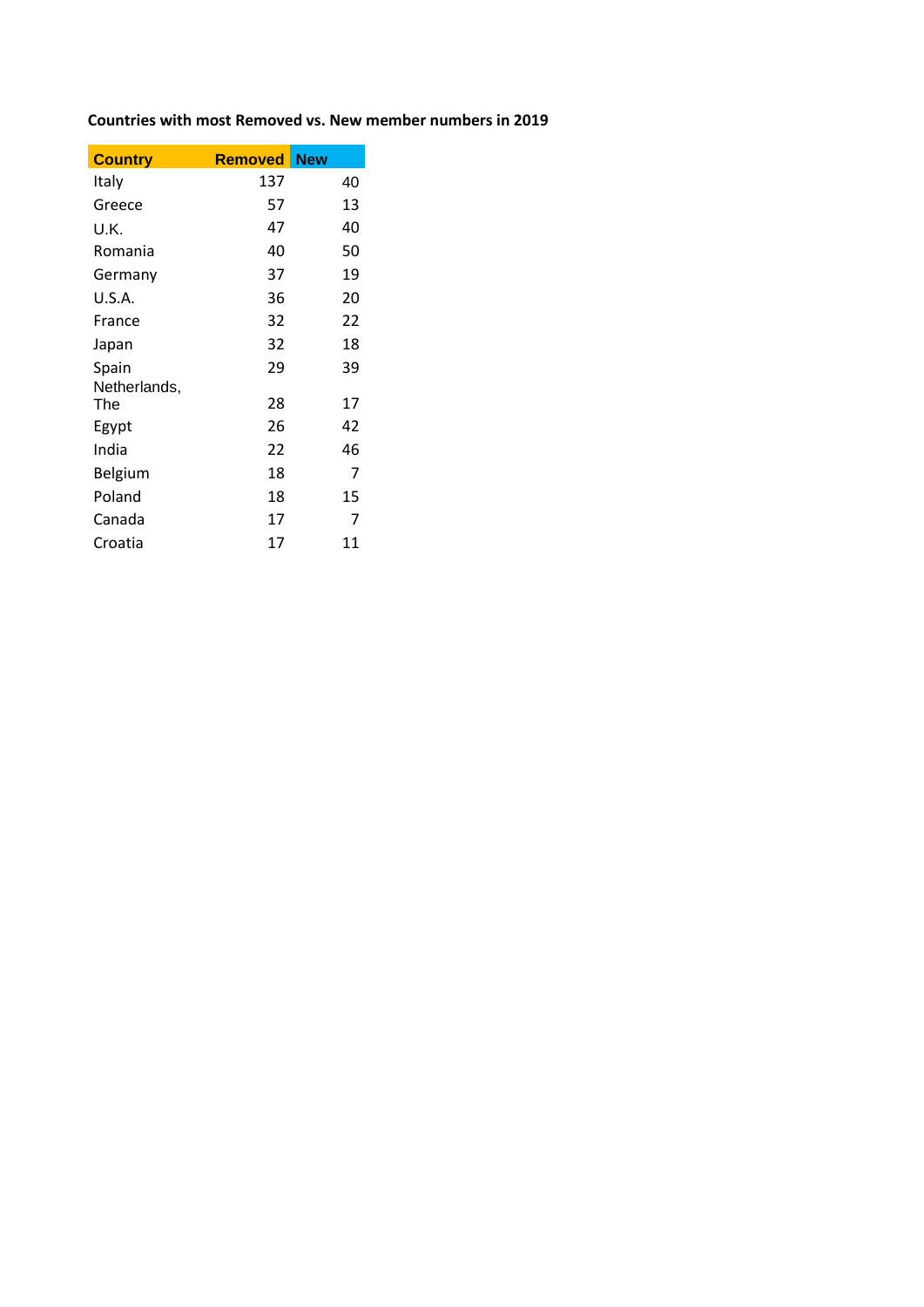**Countries with most Removed vs. New member numbers in 2019**

| Country | Removed | New |
|---|---|---|
| Italy | 137 | 40 |
| Greece | 57 | 13 |
| U.K. | 47 | 40 |
| Romania | 40 | 50 |
| Germany | 37 | 19 |
| U.S.A. | 36 | 20 |
| France | 32 | 22 |
| Japan | 32 | 18 |
| Spain | 29 | 39 |
| Netherlands, The | 28 | 17 |
| Egypt | 26 | 42 |
| India | 22 | 46 |
| Belgium | 18 | 7 |
| Poland | 18 | 15 |
| Canada | 17 | 7 |
| Croatia | 17 | 11 |